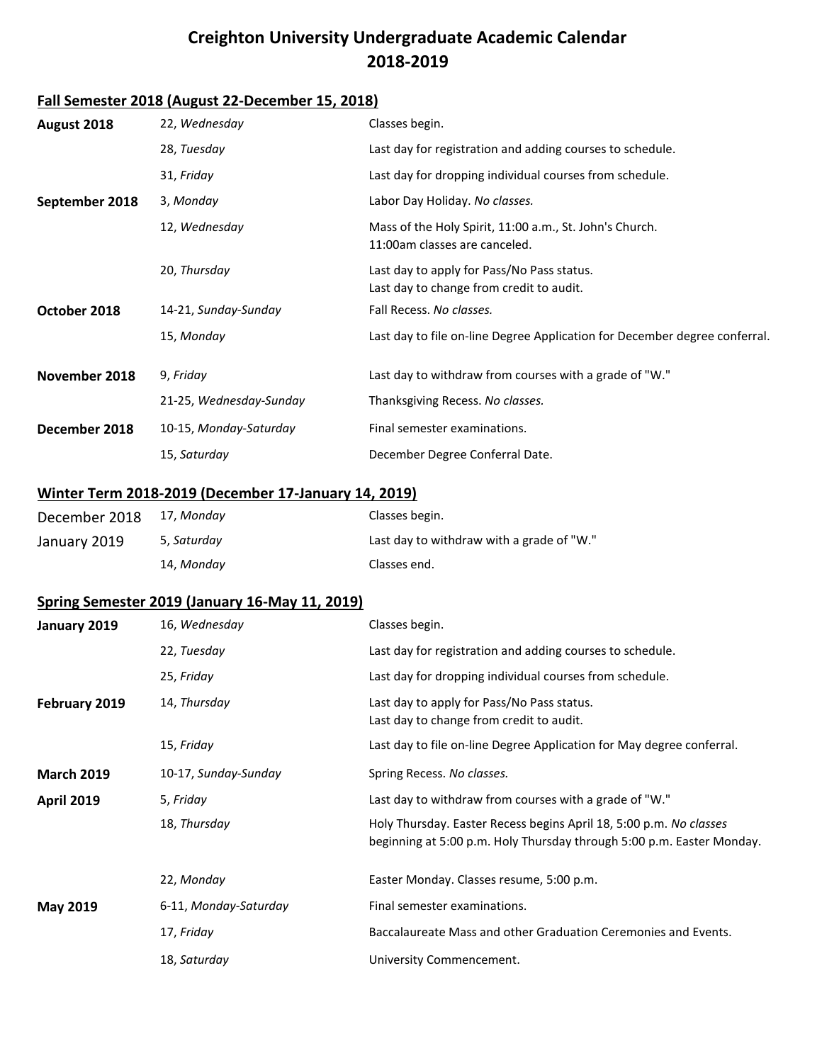# Creighton University Undergraduate Academic Calendar 2018-2019

## Fall Semester 2018 (August 22-December 15, 2018)

| | | |
|---|---|---|
| **August 2018** | 22, *Wednesday* | Classes begin. |
| | 28, *Tuesday* | Last day for registration and adding courses to schedule. |
| | 31, *Friday* | Last day for dropping individual courses from schedule. |
| **September 2018** | 3, *Monday* | Labor Day Holiday. *No classes.* |
| | 12, *Wednesday* | Mass of the Holy Spirit, 11:00 a.m., St. John's Church. 11:00am classes are canceled. |
| | 20, *Thursday* | Last day to apply for Pass/No Pass status. Last day to change from credit to audit. |
| **October 2018** | 14-21, *Sunday-Sunday* | Fall Recess. *No classes.* |
| | 15, *Monday* | Last day to file on-line Degree Application for December degree conferral. |
| **November 2018** | 9, *Friday* | Last day to withdraw from courses with a grade of "W." |
| | 21-25, *Wednesday-Sunday* | Thanksgiving Recess. *No classes.* |
| **December 2018** | 10-15, *Monday-Saturday* | Final semester examinations. |
| | 15, *Saturday* | December Degree Conferral Date. |

## Winter Term 2018-2019 (December 17-January 14, 2019)

| | | |
|---|---|---|
| December 2018 | 17, *Monday* | Classes begin. |
| January 2019 | 5, *Saturday* | Last day to withdraw with a grade of "W." |
| | 14, *Monday* | Classes end. |

## Spring Semester 2019 (January 16-May 11, 2019)

| | | |
|---|---|---|
| **January 2019** | 16, *Wednesday* | Classes begin. |
| | 22, *Tuesday* | Last day for registration and adding courses to schedule. |
| | 25, *Friday* | Last day for dropping individual courses from schedule. |
| **February 2019** | 14, *Thursday* | Last day to apply for Pass/No Pass status. Last day to change from credit to audit. |
| | 15, *Friday* | Last day to file on-line Degree Application for May degree conferral. |
| **March 2019** | 10-17, *Sunday-Sunday* | Spring Recess. *No classes.* |
| **April 2019** | 5, *Friday* | Last day to withdraw from courses with a grade of "W." |
| | 18, *Thursday* | Holy Thursday. Easter Recess begins April 18, 5:00 p.m. *No classes* beginning at 5:00 p.m. Holy Thursday through 5:00 p.m. Easter Monday. |
| | 22, *Monday* | Easter Monday. Classes resume, 5:00 p.m. |
| **May 2019** | 6-11, *Monday-Saturday* | Final semester examinations. |
| | 17, *Friday* | Baccalaureate Mass and other Graduation Ceremonies and Events. |
| | 18, *Saturday* | University Commencement. |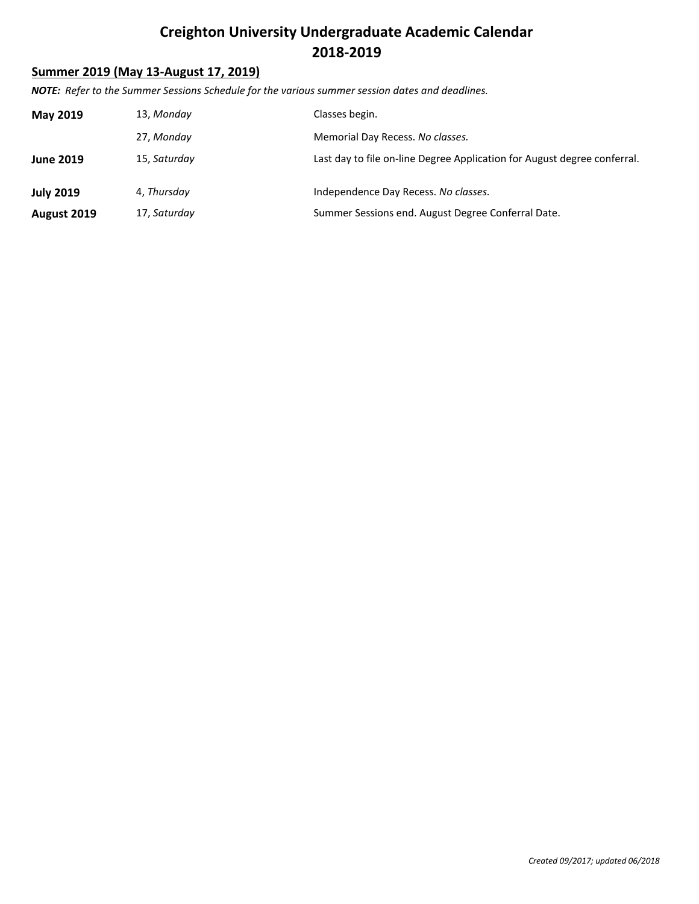# Creighton University Undergraduate Academic Calendar
# 2018-2019

## Summer 2019 (May 13-August 17, 2019)

***NOTE:** Refer to the Summer Sessions Schedule for the various summer session dates and deadlines.*

| | | |
|---|---|---|
| **May 2019** | 13, *Monday* | Classes begin. |
| | 27, *Monday* | Memorial Day Recess. *No classes.* |
| **June 2019** | 15, *Saturday* | Last day to file on-line Degree Application for August degree conferral. |
| **July 2019** | 4, *Thursday* | Independence Day Recess. *No classes.* |
| **August 2019** | 17, *Saturday* | Summer Sessions end. August Degree Conferral Date. |

*Created 09/2017; updated 06/2018*